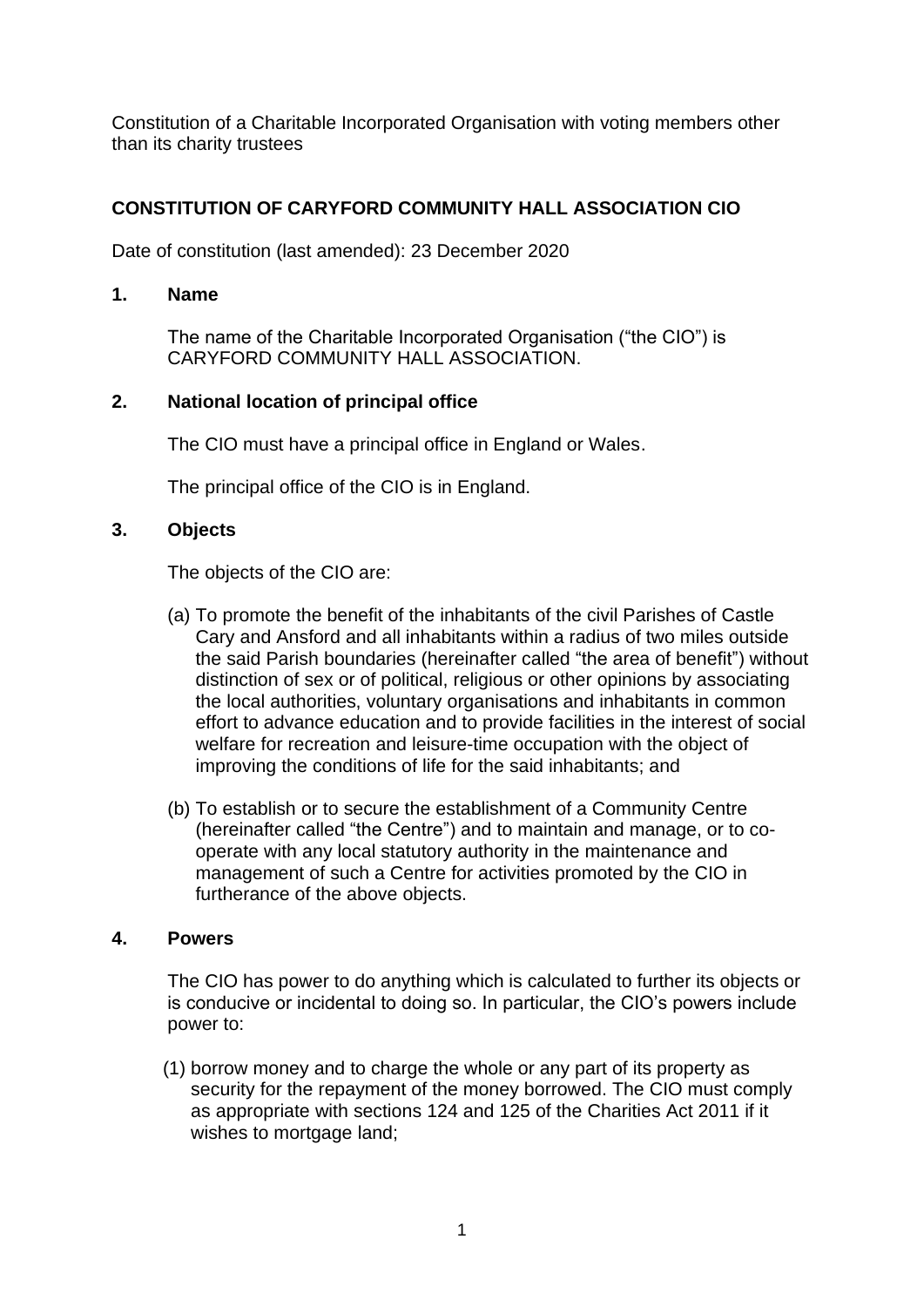Constitution of a Charitable Incorporated Organisation with voting members other than its charity trustees

# CONSTITUTION OF CARYFORD COMMUNITY HALL ASSOCIATION CIO

Date of constitution (last amended): 23 December 2020

## 1. Name

The name of the Charitable Incorporated Organisation ("the CIO") is CARYFORD COMMUNITY HALL ASSOCIATION.

## 2. National location of principal office

The CIO must have a principal office in England or Wales.

The principal office of the CIO is in England.

## 3. Objects

The objects of the CIO are:

(a) To promote the benefit of the inhabitants of the civil Parishes of Castle Cary and Ansford and all inhabitants within a radius of two miles outside the said Parish boundaries (hereinafter called "the area of benefit") without distinction of sex or of political, religious or other opinions by associating the local authorities, voluntary organisations and inhabitants in common effort to advance education and to provide facilities in the interest of social welfare for recreation and leisure-time occupation with the object of improving the conditions of life for the said inhabitants; and

(b) To establish or to secure the establishment of a Community Centre (hereinafter called "the Centre") and to maintain and manage, or to co-operate with any local statutory authority in the maintenance and management of such a Centre for activities promoted by the CIO in furtherance of the above objects.

## 4. Powers

The CIO has power to do anything which is calculated to further its objects or is conducive or incidental to doing so. In particular, the CIO's powers include power to:

(1) borrow money and to charge the whole or any part of its property as security for the repayment of the money borrowed. The CIO must comply as appropriate with sections 124 and 125 of the Charities Act 2011 if it wishes to mortgage land;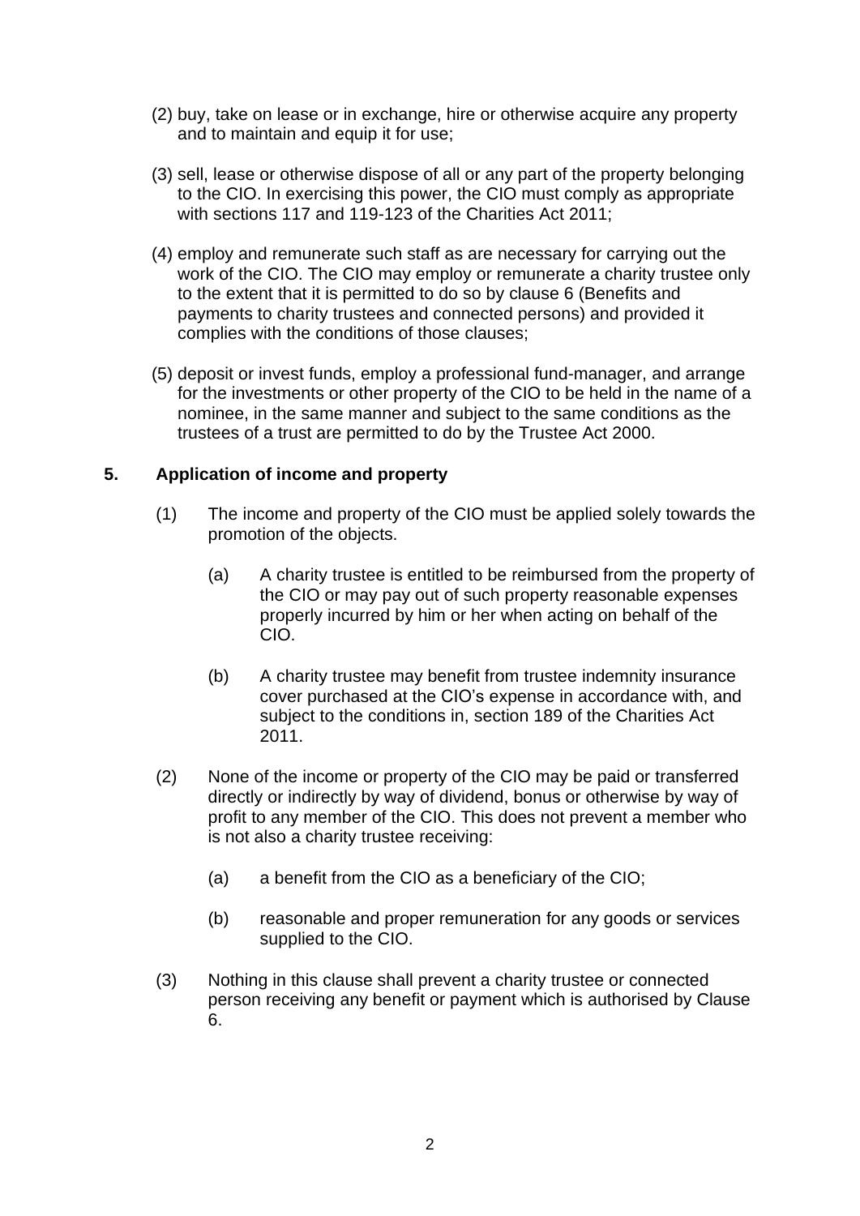(2) buy, take on lease or in exchange, hire or otherwise acquire any property and to maintain and equip it for use;

(3) sell, lease or otherwise dispose of all or any part of the property belonging to the CIO. In exercising this power, the CIO must comply as appropriate with sections 117 and 119-123 of the Charities Act 2011;

(4) employ and remunerate such staff as are necessary for carrying out the work of the CIO. The CIO may employ or remunerate a charity trustee only to the extent that it is permitted to do so by clause 6 (Benefits and payments to charity trustees and connected persons) and provided it complies with the conditions of those clauses;

(5) deposit or invest funds, employ a professional fund-manager, and arrange for the investments or other property of the CIO to be held in the name of a nominee, in the same manner and subject to the same conditions as the trustees of a trust are permitted to do by the Trustee Act 2000.

## 5. Application of income and property

(1) The income and property of the CIO must be applied solely towards the promotion of the objects.

   (a) A charity trustee is entitled to be reimbursed from the property of the CIO or may pay out of such property reasonable expenses properly incurred by him or her when acting on behalf of the CIO.

   (b) A charity trustee may benefit from trustee indemnity insurance cover purchased at the CIO's expense in accordance with, and subject to the conditions in, section 189 of the Charities Act 2011.

(2) None of the income or property of the CIO may be paid or transferred directly or indirectly by way of dividend, bonus or otherwise by way of profit to any member of the CIO. This does not prevent a member who is not also a charity trustee receiving:

   (a) a benefit from the CIO as a beneficiary of the CIO;

   (b) reasonable and proper remuneration for any goods or services supplied to the CIO.

(3) Nothing in this clause shall prevent a charity trustee or connected person receiving any benefit or payment which is authorised by Clause 6.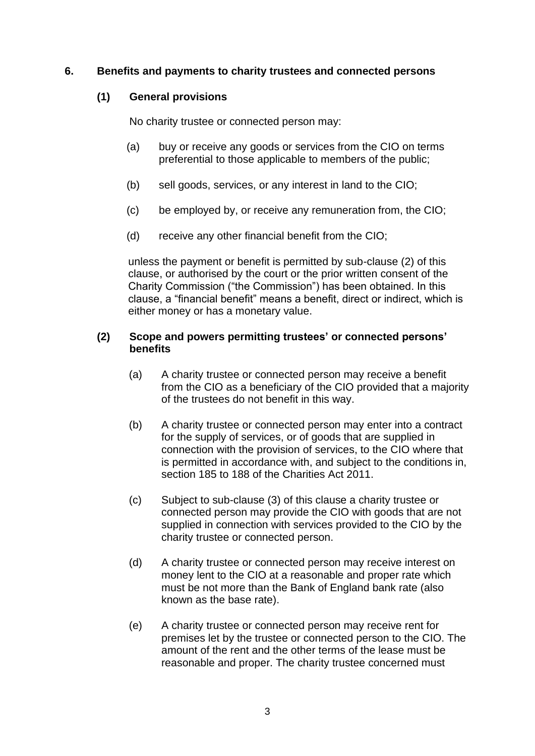## 6. Benefits and payments to charity trustees and connected persons

### (1) General provisions

No charity trustee or connected person may:

(a) buy or receive any goods or services from the CIO on terms preferential to those applicable to members of the public;

(b) sell goods, services, or any interest in land to the CIO;

(c) be employed by, or receive any remuneration from, the CIO;

(d) receive any other financial benefit from the CIO;

unless the payment or benefit is permitted by sub-clause (2) of this clause, or authorised by the court or the prior written consent of the Charity Commission ("the Commission") has been obtained. In this clause, a "financial benefit" means a benefit, direct or indirect, which is either money or has a monetary value.

### (2) Scope and powers permitting trustees' or connected persons' benefits

(a) A charity trustee or connected person may receive a benefit from the CIO as a beneficiary of the CIO provided that a majority of the trustees do not benefit in this way.

(b) A charity trustee or connected person may enter into a contract for the supply of services, or of goods that are supplied in connection with the provision of services, to the CIO where that is permitted in accordance with, and subject to the conditions in, section 185 to 188 of the Charities Act 2011.

(c) Subject to sub-clause (3) of this clause a charity trustee or connected person may provide the CIO with goods that are not supplied in connection with services provided to the CIO by the charity trustee or connected person.

(d) A charity trustee or connected person may receive interest on money lent to the CIO at a reasonable and proper rate which must be not more than the Bank of England bank rate (also known as the base rate).

(e) A charity trustee or connected person may receive rent for premises let by the trustee or connected person to the CIO. The amount of the rent and the other terms of the lease must be reasonable and proper. The charity trustee concerned must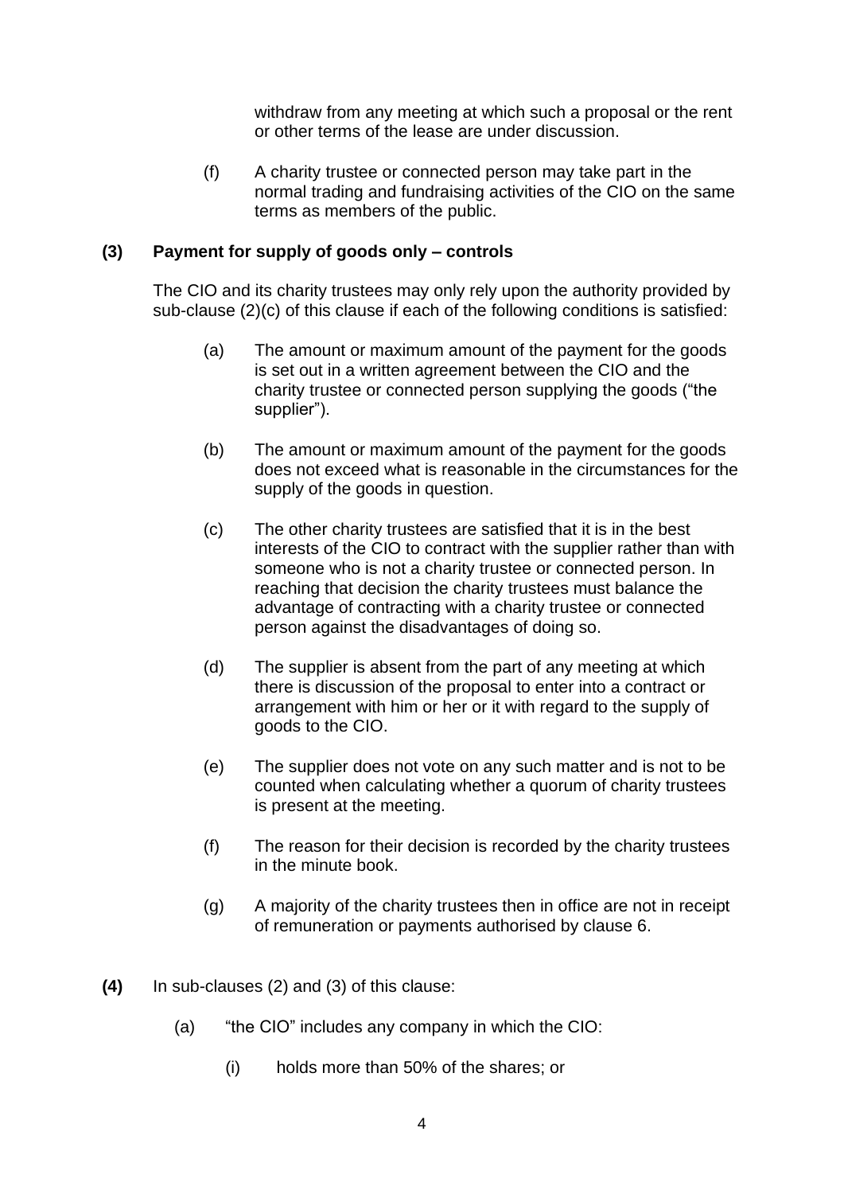withdraw from any meeting at which such a proposal or the rent or other terms of the lease are under discussion.

(f) A charity trustee or connected person may take part in the normal trading and fundraising activities of the CIO on the same terms as members of the public.

**(3) Payment for supply of goods only – controls**

The CIO and its charity trustees may only rely upon the authority provided by sub-clause (2)(c) of this clause if each of the following conditions is satisfied:

(a) The amount or maximum amount of the payment for the goods is set out in a written agreement between the CIO and the charity trustee or connected person supplying the goods ("the supplier").

(b) The amount or maximum amount of the payment for the goods does not exceed what is reasonable in the circumstances for the supply of the goods in question.

(c) The other charity trustees are satisfied that it is in the best interests of the CIO to contract with the supplier rather than with someone who is not a charity trustee or connected person. In reaching that decision the charity trustees must balance the advantage of contracting with a charity trustee or connected person against the disadvantages of doing so.

(d) The supplier is absent from the part of any meeting at which there is discussion of the proposal to enter into a contract or arrangement with him or her or it with regard to the supply of goods to the CIO.

(e) The supplier does not vote on any such matter and is not to be counted when calculating whether a quorum of charity trustees is present at the meeting.

(f) The reason for their decision is recorded by the charity trustees in the minute book.

(g) A majority of the charity trustees then in office are not in receipt of remuneration or payments authorised by clause 6.

**(4)** In sub-clauses (2) and (3) of this clause:

(a) "the CIO" includes any company in which the CIO:

(i) holds more than 50% of the shares; or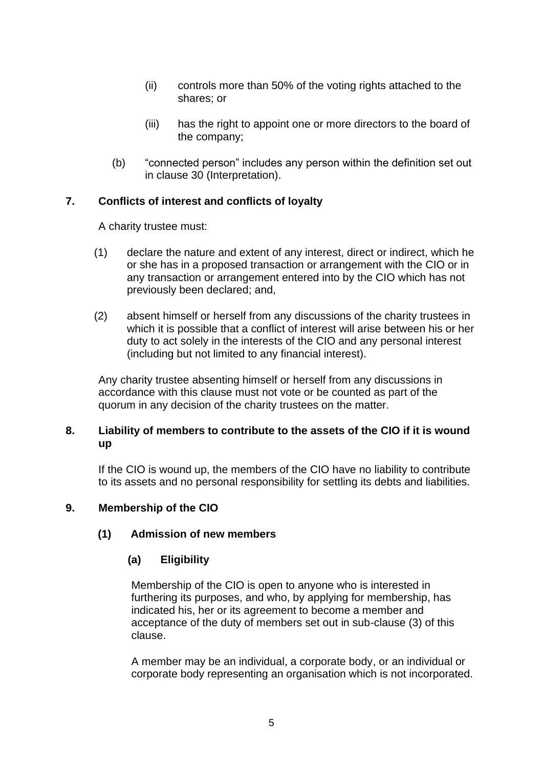(ii) controls more than 50% of the voting rights attached to the shares; or

(iii) has the right to appoint one or more directors to the board of the company;

(b) "connected person" includes any person within the definition set out in clause 30 (Interpretation).

## 7. Conflicts of interest and conflicts of loyalty

A charity trustee must:

(1) declare the nature and extent of any interest, direct or indirect, which he or she has in a proposed transaction or arrangement with the CIO or in any transaction or arrangement entered into by the CIO which has not previously been declared; and,

(2) absent himself or herself from any discussions of the charity trustees in which it is possible that a conflict of interest will arise between his or her duty to act solely in the interests of the CIO and any personal interest (including but not limited to any financial interest).

Any charity trustee absenting himself or herself from any discussions in accordance with this clause must not vote or be counted as part of the quorum in any decision of the charity trustees on the matter.

## 8. Liability of members to contribute to the assets of the CIO if it is wound up

If the CIO is wound up, the members of the CIO have no liability to contribute to its assets and no personal responsibility for settling its debts and liabilities.

## 9. Membership of the CIO

### (1) Admission of new members

#### (a) Eligibility

Membership of the CIO is open to anyone who is interested in furthering its purposes, and who, by applying for membership, has indicated his, her or its agreement to become a member and acceptance of the duty of members set out in sub-clause (3) of this clause.

A member may be an individual, a corporate body, or an individual or corporate body representing an organisation which is not incorporated.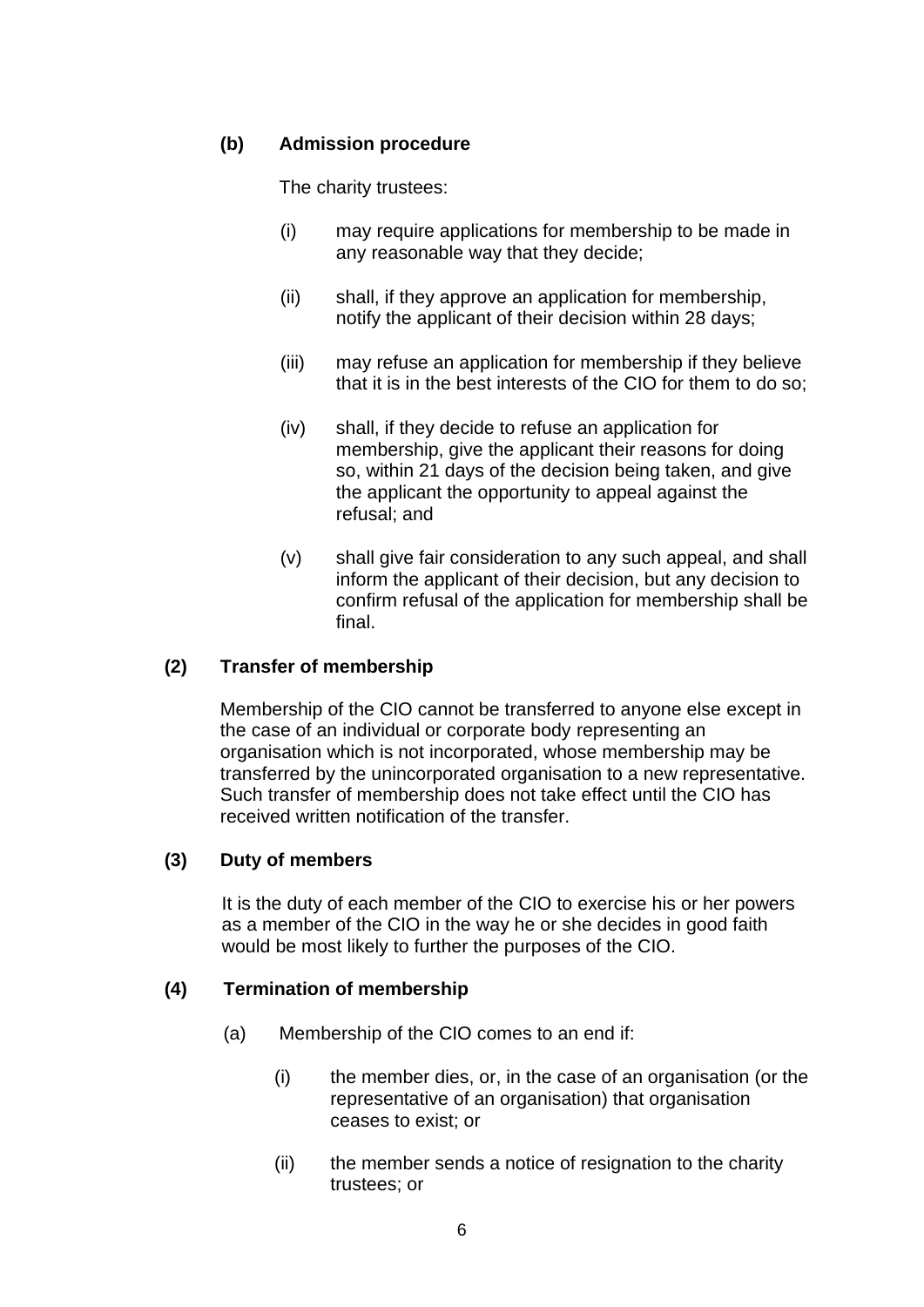**(b) Admission procedure**

The charity trustees:

(i) may require applications for membership to be made in any reasonable way that they decide;

(ii) shall, if they approve an application for membership, notify the applicant of their decision within 28 days;

(iii) may refuse an application for membership if they believe that it is in the best interests of the CIO for them to do so;

(iv) shall, if they decide to refuse an application for membership, give the applicant their reasons for doing so, within 21 days of the decision being taken, and give the applicant the opportunity to appeal against the refusal; and

(v) shall give fair consideration to any such appeal, and shall inform the applicant of their decision, but any decision to confirm refusal of the application for membership shall be final.

**(2) Transfer of membership**

Membership of the CIO cannot be transferred to anyone else except in the case of an individual or corporate body representing an organisation which is not incorporated, whose membership may be transferred by the unincorporated organisation to a new representative. Such transfer of membership does not take effect until the CIO has received written notification of the transfer.

**(3) Duty of members**

It is the duty of each member of the CIO to exercise his or her powers as a member of the CIO in the way he or she decides in good faith would be most likely to further the purposes of the CIO.

**(4) Termination of membership**

(a) Membership of the CIO comes to an end if:

(i) the member dies, or, in the case of an organisation (or the representative of an organisation) that organisation ceases to exist; or

(ii) the member sends a notice of resignation to the charity trustees; or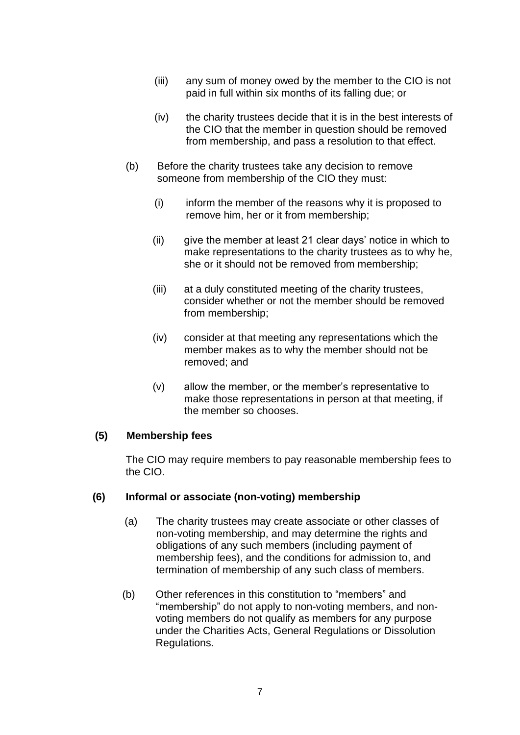(iii) any sum of money owed by the member to the CIO is not paid in full within six months of its falling due; or

(iv) the charity trustees decide that it is in the best interests of the CIO that the member in question should be removed from membership, and pass a resolution to that effect.

(b) Before the charity trustees take any decision to remove someone from membership of the CIO they must:

(i) inform the member of the reasons why it is proposed to remove him, her or it from membership;

(ii) give the member at least 21 clear days' notice in which to make representations to the charity trustees as to why he, she or it should not be removed from membership;

(iii) at a duly constituted meeting of the charity trustees, consider whether or not the member should be removed from membership;

(iv) consider at that meeting any representations which the member makes as to why the member should not be removed; and

(v) allow the member, or the member's representative to make those representations in person at that meeting, if the member so chooses.

**(5) Membership fees**

The CIO may require members to pay reasonable membership fees to the CIO.

**(6) Informal or associate (non-voting) membership**

(a) The charity trustees may create associate or other classes of non-voting membership, and may determine the rights and obligations of any such members (including payment of membership fees), and the conditions for admission to, and termination of membership of any such class of members.

(b) Other references in this constitution to "members" and "membership" do not apply to non-voting members, and non-voting members do not qualify as members for any purpose under the Charities Acts, General Regulations or Dissolution Regulations.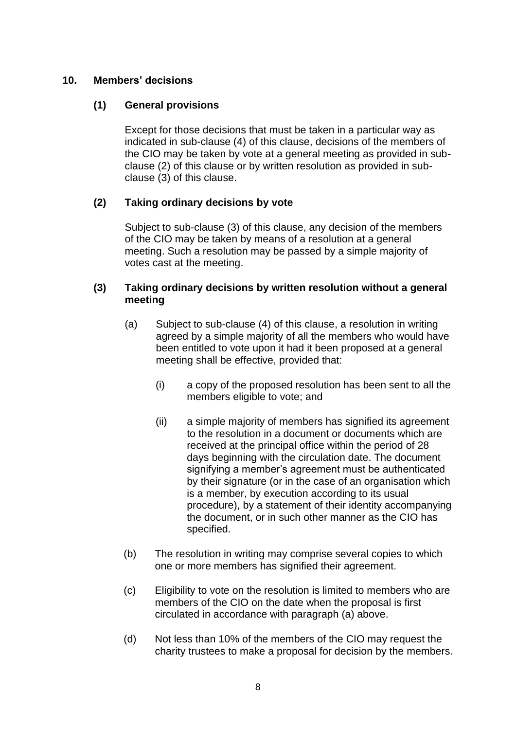## 10. Members' decisions

### (1) General provisions

Except for those decisions that must be taken in a particular way as indicated in sub-clause (4) of this clause, decisions of the members of the CIO may be taken by vote at a general meeting as provided in sub-clause (2) of this clause or by written resolution as provided in sub-clause (3) of this clause.

### (2) Taking ordinary decisions by vote

Subject to sub-clause (3) of this clause, any decision of the members of the CIO may be taken by means of a resolution at a general meeting. Such a resolution may be passed by a simple majority of votes cast at the meeting.

### (3) Taking ordinary decisions by written resolution without a general meeting

(a) Subject to sub-clause (4) of this clause, a resolution in writing agreed by a simple majority of all the members who would have been entitled to vote upon it had it been proposed at a general meeting shall be effective, provided that:

  (i) a copy of the proposed resolution has been sent to all the members eligible to vote; and

  (ii) a simple majority of members has signified its agreement to the resolution in a document or documents which are received at the principal office within the period of 28 days beginning with the circulation date. The document signifying a member's agreement must be authenticated by their signature (or in the case of an organisation which is a member, by execution according to its usual procedure), by a statement of their identity accompanying the document, or in such other manner as the CIO has specified.

(b) The resolution in writing may comprise several copies to which one or more members has signified their agreement.

(c) Eligibility to vote on the resolution is limited to members who are members of the CIO on the date when the proposal is first circulated in accordance with paragraph (a) above.

(d) Not less than 10% of the members of the CIO may request the charity trustees to make a proposal for decision by the members.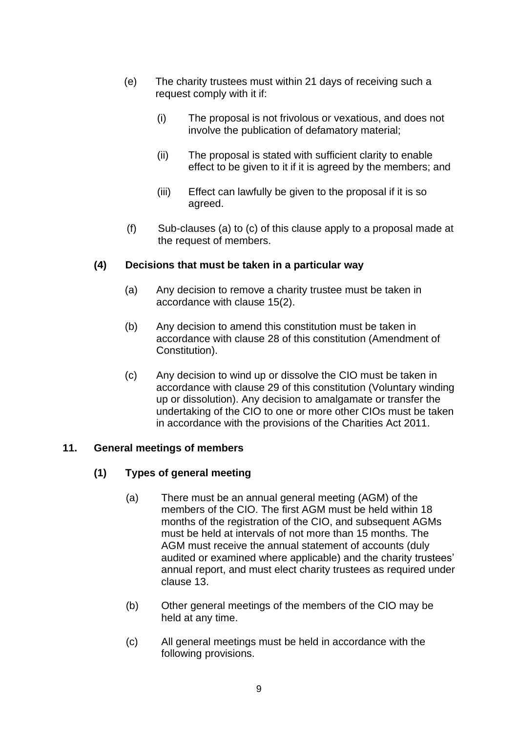(e) The charity trustees must within 21 days of receiving such a request comply with it if:

 (i) The proposal is not frivolous or vexatious, and does not involve the publication of defamatory material;

 (ii) The proposal is stated with sufficient clarity to enable effect to be given to it if it is agreed by the members; and

 (iii) Effect can lawfully be given to the proposal if it is so agreed.

(f) Sub-clauses (a) to (c) of this clause apply to a proposal made at the request of members.

### (4) Decisions that must be taken in a particular way

(a) Any decision to remove a charity trustee must be taken in accordance with clause 15(2).

(b) Any decision to amend this constitution must be taken in accordance with clause 28 of this constitution (Amendment of Constitution).

(c) Any decision to wind up or dissolve the CIO must be taken in accordance with clause 29 of this constitution (Voluntary winding up or dissolution). Any decision to amalgamate or transfer the undertaking of the CIO to one or more other CIOs must be taken in accordance with the provisions of the Charities Act 2011.

## 11. General meetings of members

### (1) Types of general meeting

(a) There must be an annual general meeting (AGM) of the members of the CIO. The first AGM must be held within 18 months of the registration of the CIO, and subsequent AGMs must be held at intervals of not more than 15 months. The AGM must receive the annual statement of accounts (duly audited or examined where applicable) and the charity trustees' annual report, and must elect charity trustees as required under clause 13.

(b) Other general meetings of the members of the CIO may be held at any time.

(c) All general meetings must be held in accordance with the following provisions.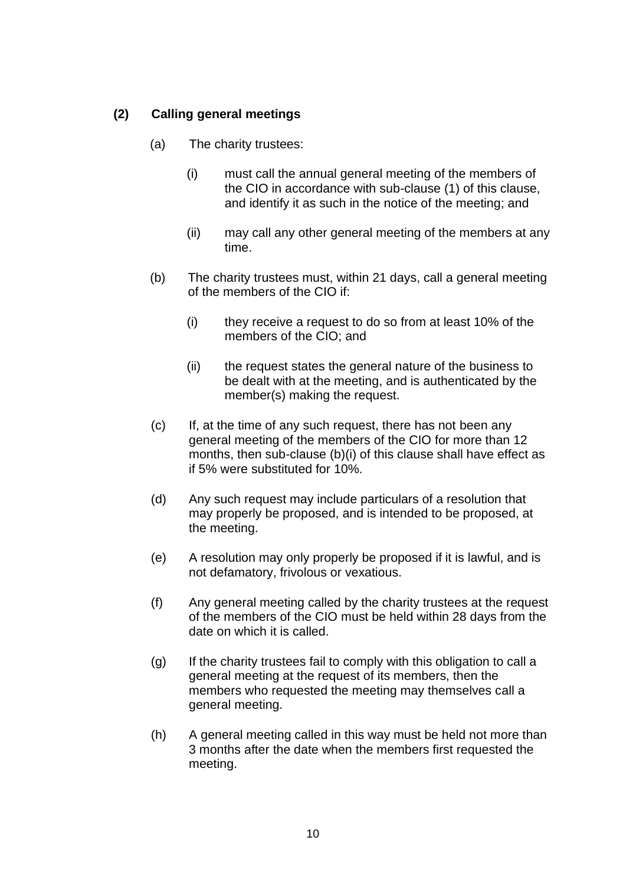**(2) Calling general meetings**

(a) The charity trustees:

   (i) must call the annual general meeting of the members of the CIO in accordance with sub-clause (1) of this clause, and identify it as such in the notice of the meeting; and

   (ii) may call any other general meeting of the members at any time.

(b) The charity trustees must, within 21 days, call a general meeting of the members of the CIO if:

   (i) they receive a request to do so from at least 10% of the members of the CIO; and

   (ii) the request states the general nature of the business to be dealt with at the meeting, and is authenticated by the member(s) making the request.

(c) If, at the time of any such request, there has not been any general meeting of the members of the CIO for more than 12 months, then sub-clause (b)(i) of this clause shall have effect as if 5% were substituted for 10%.

(d) Any such request may include particulars of a resolution that may properly be proposed, and is intended to be proposed, at the meeting.

(e) A resolution may only properly be proposed if it is lawful, and is not defamatory, frivolous or vexatious.

(f) Any general meeting called by the charity trustees at the request of the members of the CIO must be held within 28 days from the date on which it is called.

(g) If the charity trustees fail to comply with this obligation to call a general meeting at the request of its members, then the members who requested the meeting may themselves call a general meeting.

(h) A general meeting called in this way must be held not more than 3 months after the date when the members first requested the meeting.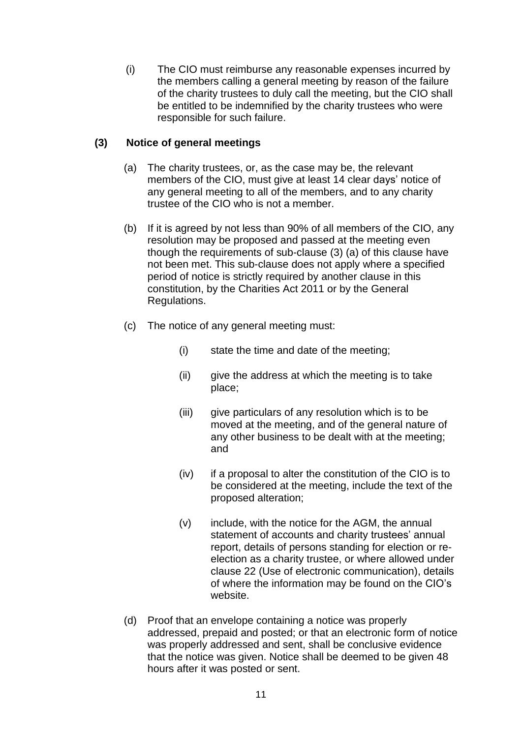(i) The CIO must reimburse any reasonable expenses incurred by the members calling a general meeting by reason of the failure of the charity trustees to duly call the meeting, but the CIO shall be entitled to be indemnified by the charity trustees who were responsible for such failure.

**(3) Notice of general meetings**

(a) The charity trustees, or, as the case may be, the relevant members of the CIO, must give at least 14 clear days' notice of any general meeting to all of the members, and to any charity trustee of the CIO who is not a member.

(b) If it is agreed by not less than 90% of all members of the CIO, any resolution may be proposed and passed at the meeting even though the requirements of sub-clause (3) (a) of this clause have not been met. This sub-clause does not apply where a specified period of notice is strictly required by another clause in this constitution, by the Charities Act 2011 or by the General Regulations.

(c) The notice of any general meeting must:

(i) state the time and date of the meeting;

(ii) give the address at which the meeting is to take place;

(iii) give particulars of any resolution which is to be moved at the meeting, and of the general nature of any other business to be dealt with at the meeting; and

(iv) if a proposal to alter the constitution of the CIO is to be considered at the meeting, include the text of the proposed alteration;

(v) include, with the notice for the AGM, the annual statement of accounts and charity trustees' annual report, details of persons standing for election or re-election as a charity trustee, or where allowed under clause 22 (Use of electronic communication), details of where the information may be found on the CIO's website.

(d) Proof that an envelope containing a notice was properly addressed, prepaid and posted; or that an electronic form of notice was properly addressed and sent, shall be conclusive evidence that the notice was given. Notice shall be deemed to be given 48 hours after it was posted or sent.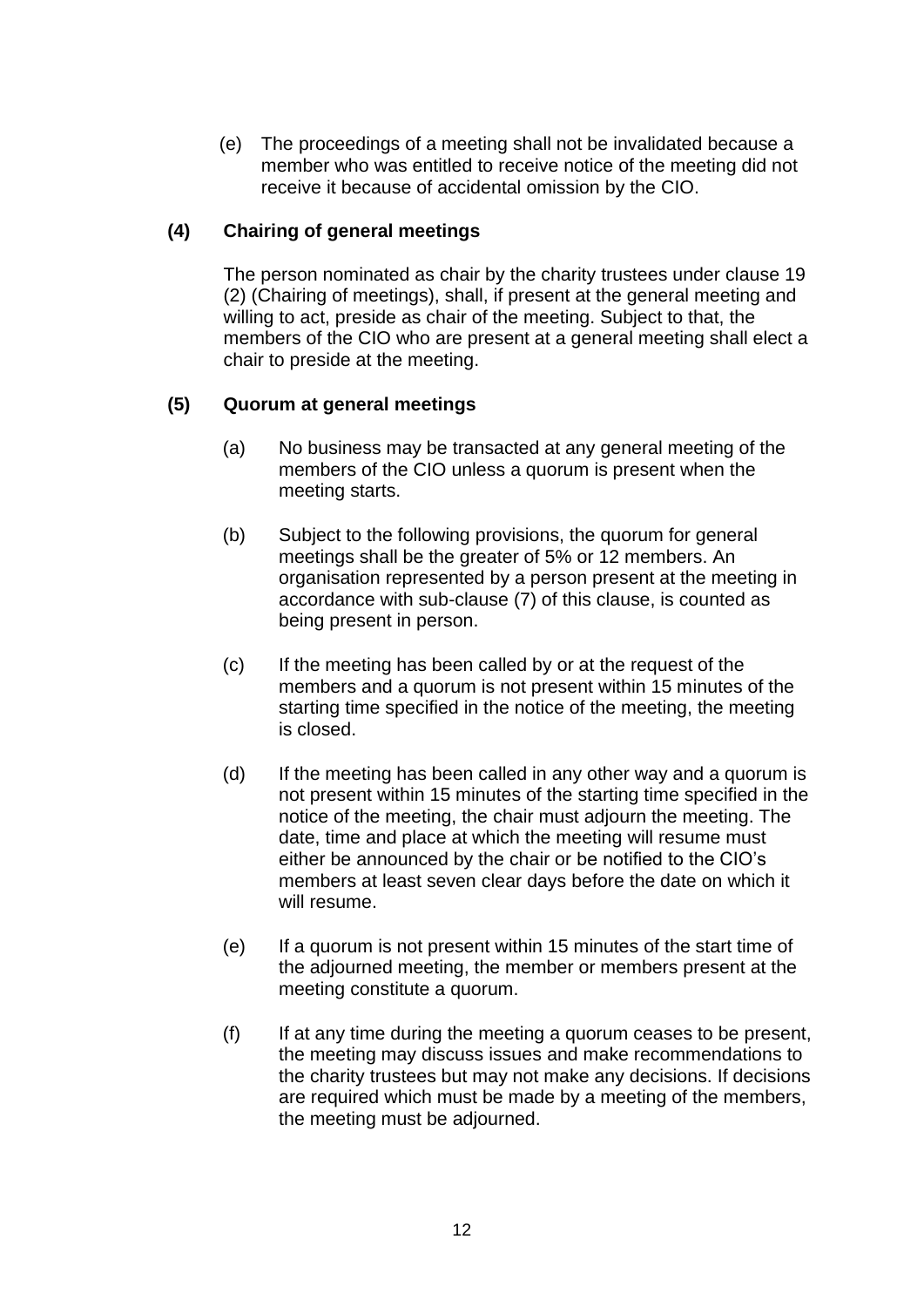(e) The proceedings of a meeting shall not be invalidated because a member who was entitled to receive notice of the meeting did not receive it because of accidental omission by the CIO.

**(4) Chairing of general meetings**

The person nominated as chair by the charity trustees under clause 19 (2) (Chairing of meetings), shall, if present at the general meeting and willing to act, preside as chair of the meeting. Subject to that, the members of the CIO who are present at a general meeting shall elect a chair to preside at the meeting.

**(5) Quorum at general meetings**

(a) No business may be transacted at any general meeting of the members of the CIO unless a quorum is present when the meeting starts.

(b) Subject to the following provisions, the quorum for general meetings shall be the greater of 5% or 12 members. An organisation represented by a person present at the meeting in accordance with sub-clause (7) of this clause, is counted as being present in person.

(c) If the meeting has been called by or at the request of the members and a quorum is not present within 15 minutes of the starting time specified in the notice of the meeting, the meeting is closed.

(d) If the meeting has been called in any other way and a quorum is not present within 15 minutes of the starting time specified in the notice of the meeting, the chair must adjourn the meeting. The date, time and place at which the meeting will resume must either be announced by the chair or be notified to the CIO's members at least seven clear days before the date on which it will resume.

(e) If a quorum is not present within 15 minutes of the start time of the adjourned meeting, the member or members present at the meeting constitute a quorum.

(f) If at any time during the meeting a quorum ceases to be present, the meeting may discuss issues and make recommendations to the charity trustees but may not make any decisions. If decisions are required which must be made by a meeting of the members, the meeting must be adjourned.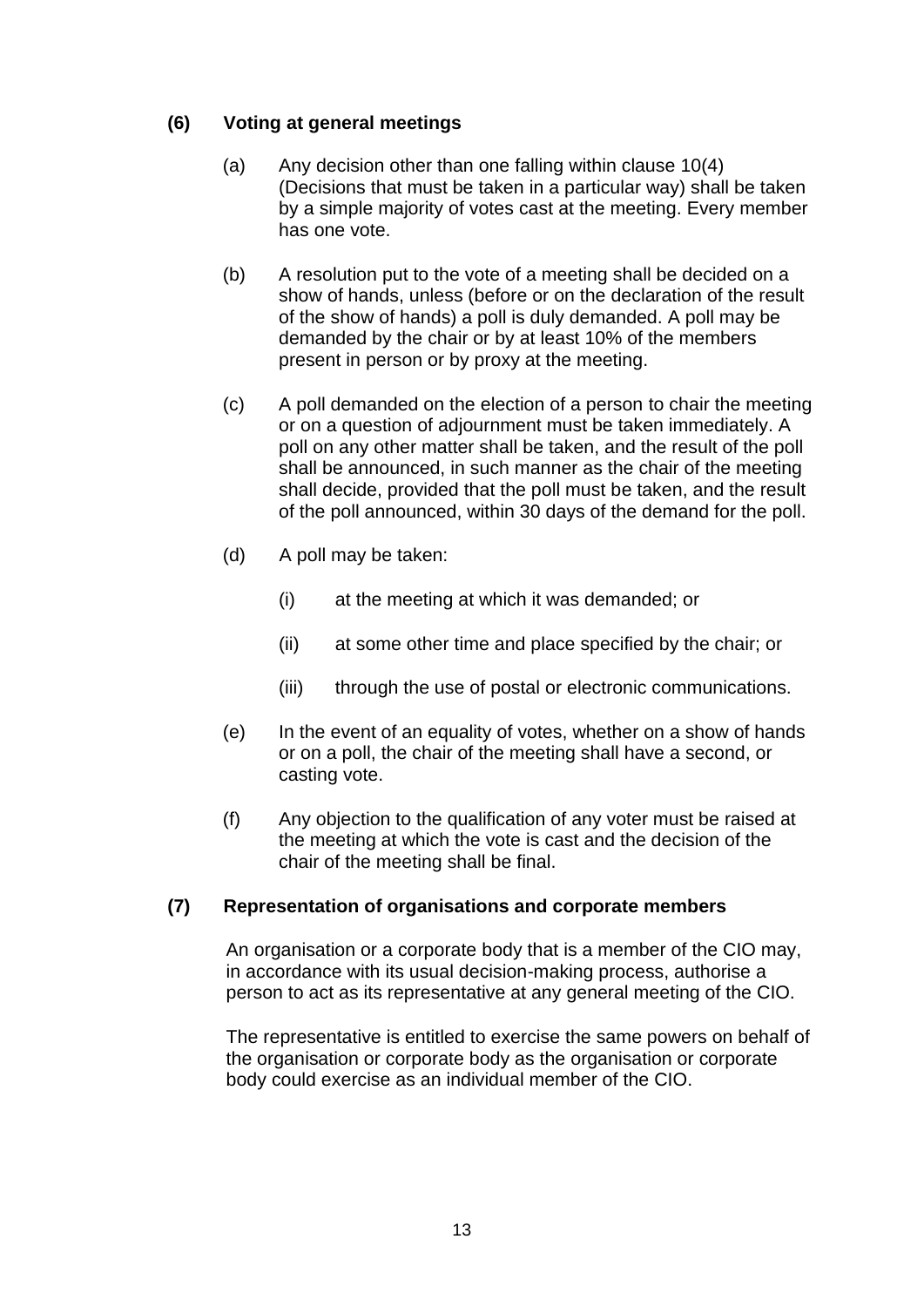### (6) Voting at general meetings

(a) Any decision other than one falling within clause 10(4) (Decisions that must be taken in a particular way) shall be taken by a simple majority of votes cast at the meeting. Every member has one vote.

(b) A resolution put to the vote of a meeting shall be decided on a show of hands, unless (before or on the declaration of the result of the show of hands) a poll is duly demanded. A poll may be demanded by the chair or by at least 10% of the members present in person or by proxy at the meeting.

(c) A poll demanded on the election of a person to chair the meeting or on a question of adjournment must be taken immediately. A poll on any other matter shall be taken, and the result of the poll shall be announced, in such manner as the chair of the meeting shall decide, provided that the poll must be taken, and the result of the poll announced, within 30 days of the demand for the poll.

(d) A poll may be taken:

   (i) at the meeting at which it was demanded; or

   (ii) at some other time and place specified by the chair; or

   (iii) through the use of postal or electronic communications.

(e) In the event of an equality of votes, whether on a show of hands or on a poll, the chair of the meeting shall have a second, or casting vote.

(f) Any objection to the qualification of any voter must be raised at the meeting at which the vote is cast and the decision of the chair of the meeting shall be final.

### (7) Representation of organisations and corporate members

An organisation or a corporate body that is a member of the CIO may, in accordance with its usual decision-making process, authorise a person to act as its representative at any general meeting of the CIO.

The representative is entitled to exercise the same powers on behalf of the organisation or corporate body as the organisation or corporate body could exercise as an individual member of the CIO.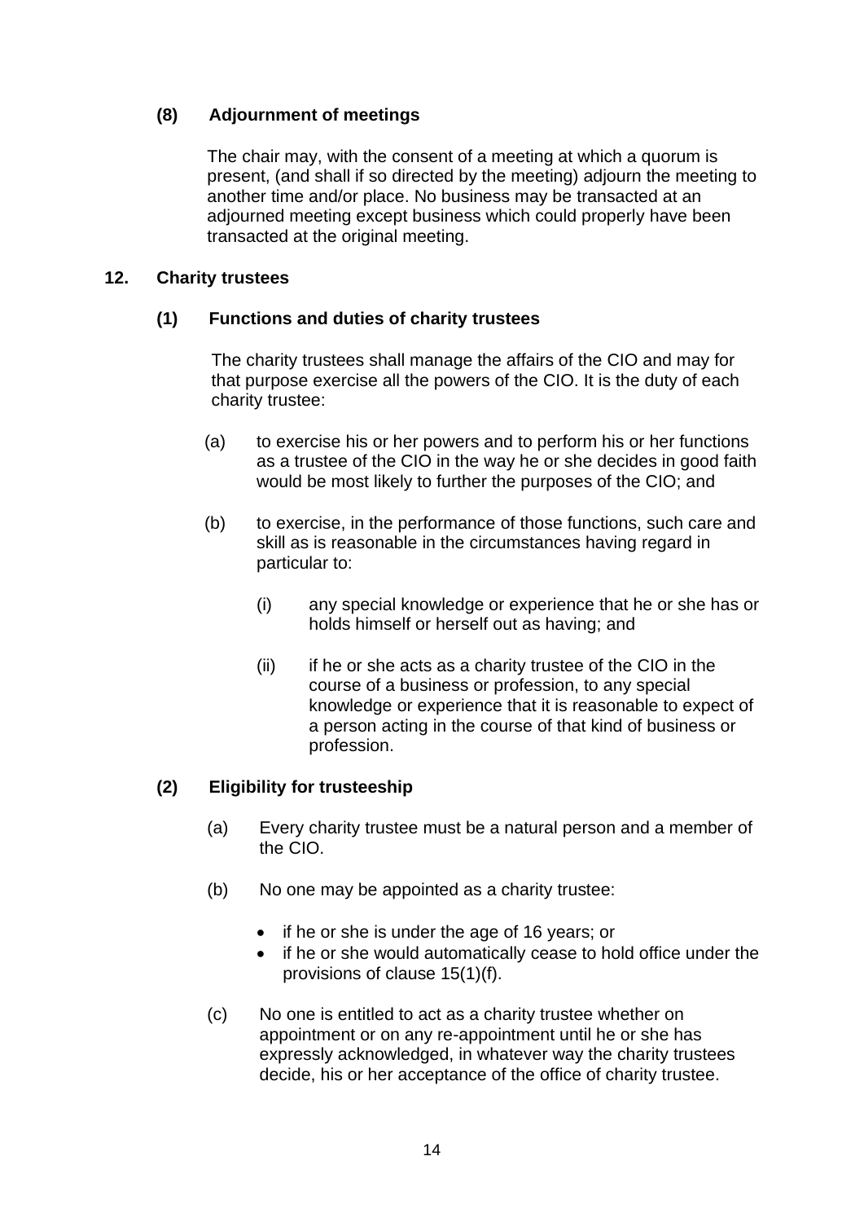### (8) Adjournment of meetings

The chair may, with the consent of a meeting at which a quorum is present, (and shall if so directed by the meeting) adjourn the meeting to another time and/or place. No business may be transacted at an adjourned meeting except business which could properly have been transacted at the original meeting.

## 12. Charity trustees

### (1) Functions and duties of charity trustees

The charity trustees shall manage the affairs of the CIO and may for that purpose exercise all the powers of the CIO. It is the duty of each charity trustee:

(a) to exercise his or her powers and to perform his or her functions as a trustee of the CIO in the way he or she decides in good faith would be most likely to further the purposes of the CIO; and

(b) to exercise, in the performance of those functions, such care and skill as is reasonable in the circumstances having regard in particular to:

(i) any special knowledge or experience that he or she has or holds himself or herself out as having; and

(ii) if he or she acts as a charity trustee of the CIO in the course of a business or profession, to any special knowledge or experience that it is reasonable to expect of a person acting in the course of that kind of business or profession.

### (2) Eligibility for trusteeship

(a) Every charity trustee must be a natural person and a member of the CIO.

(b) No one may be appointed as a charity trustee:

- if he or she is under the age of 16 years; or
- if he or she would automatically cease to hold office under the provisions of clause 15(1)(f).

(c) No one is entitled to act as a charity trustee whether on appointment or on any re-appointment until he or she has expressly acknowledged, in whatever way the charity trustees decide, his or her acceptance of the office of charity trustee.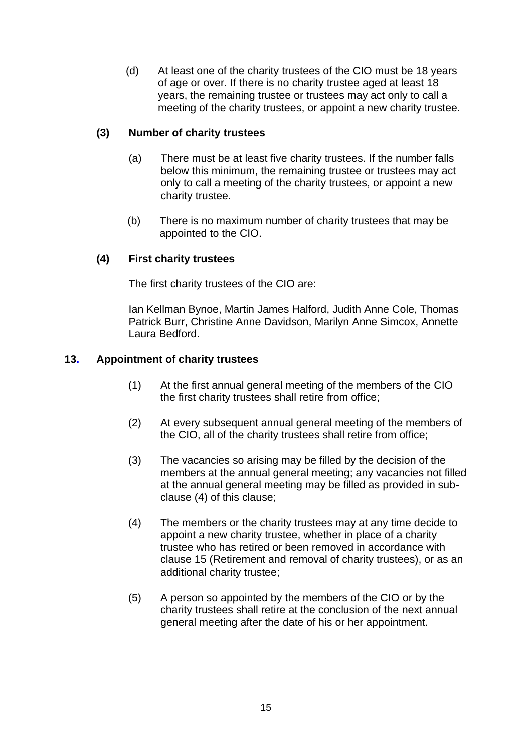(d) At least one of the charity trustees of the CIO must be 18 years of age or over. If there is no charity trustee aged at least 18 years, the remaining trustee or trustees may act only to call a meeting of the charity trustees, or appoint a new charity trustee.

**(3) Number of charity trustees**

(a) There must be at least five charity trustees. If the number falls below this minimum, the remaining trustee or trustees may act only to call a meeting of the charity trustees, or appoint a new charity trustee.

(b) There is no maximum number of charity trustees that may be appointed to the CIO.

**(4) First charity trustees**

The first charity trustees of the CIO are:

Ian Kellman Bynoe, Martin James Halford, Judith Anne Cole, Thomas Patrick Burr, Christine Anne Davidson, Marilyn Anne Simcox, Annette Laura Bedford.

**13. Appointment of charity trustees**

(1) At the first annual general meeting of the members of the CIO the first charity trustees shall retire from office;

(2) At every subsequent annual general meeting of the members of the CIO, all of the charity trustees shall retire from office;

(3) The vacancies so arising may be filled by the decision of the members at the annual general meeting; any vacancies not filled at the annual general meeting may be filled as provided in sub-clause (4) of this clause;

(4) The members or the charity trustees may at any time decide to appoint a new charity trustee, whether in place of a charity trustee who has retired or been removed in accordance with clause 15 (Retirement and removal of charity trustees), or as an additional charity trustee;

(5) A person so appointed by the members of the CIO or by the charity trustees shall retire at the conclusion of the next annual general meeting after the date of his or her appointment.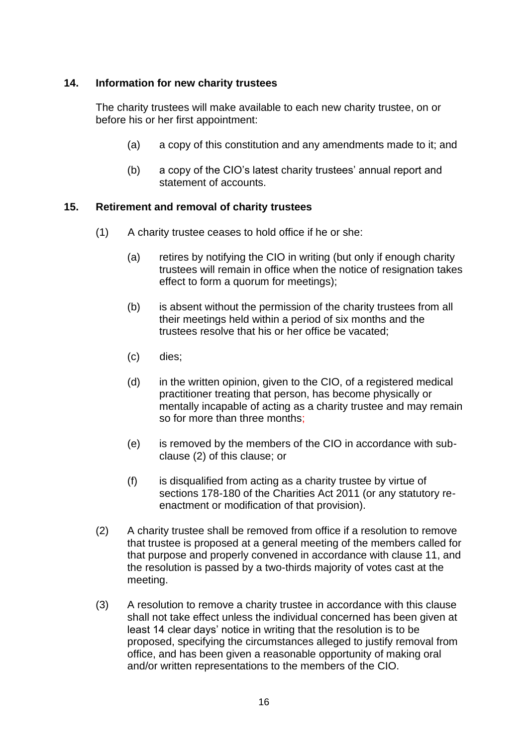## 14. Information for new charity trustees

The charity trustees will make available to each new charity trustee, on or before his or her first appointment:

- (a) a copy of this constitution and any amendments made to it; and
- (b) a copy of the CIO's latest charity trustees' annual report and statement of accounts.

## 15. Retirement and removal of charity trustees

(1) A charity trustee ceases to hold office if he or she:

- (a) retires by notifying the CIO in writing (but only if enough charity trustees will remain in office when the notice of resignation takes effect to form a quorum for meetings);
- (b) is absent without the permission of the charity trustees from all their meetings held within a period of six months and the trustees resolve that his or her office be vacated;
- (c) dies;
- (d) in the written opinion, given to the CIO, of a registered medical practitioner treating that person, has become physically or mentally incapable of acting as a charity trustee and may remain so for more than three months;
- (e) is removed by the members of the CIO in accordance with sub-clause (2) of this clause; or
- (f) is disqualified from acting as a charity trustee by virtue of sections 178-180 of the Charities Act 2011 (or any statutory re-enactment or modification of that provision).

(2) A charity trustee shall be removed from office if a resolution to remove that trustee is proposed at a general meeting of the members called for that purpose and properly convened in accordance with clause 11, and the resolution is passed by a two-thirds majority of votes cast at the meeting.

(3) A resolution to remove a charity trustee in accordance with this clause shall not take effect unless the individual concerned has been given at least 14 clear days' notice in writing that the resolution is to be proposed, specifying the circumstances alleged to justify removal from office, and has been given a reasonable opportunity of making oral and/or written representations to the members of the CIO.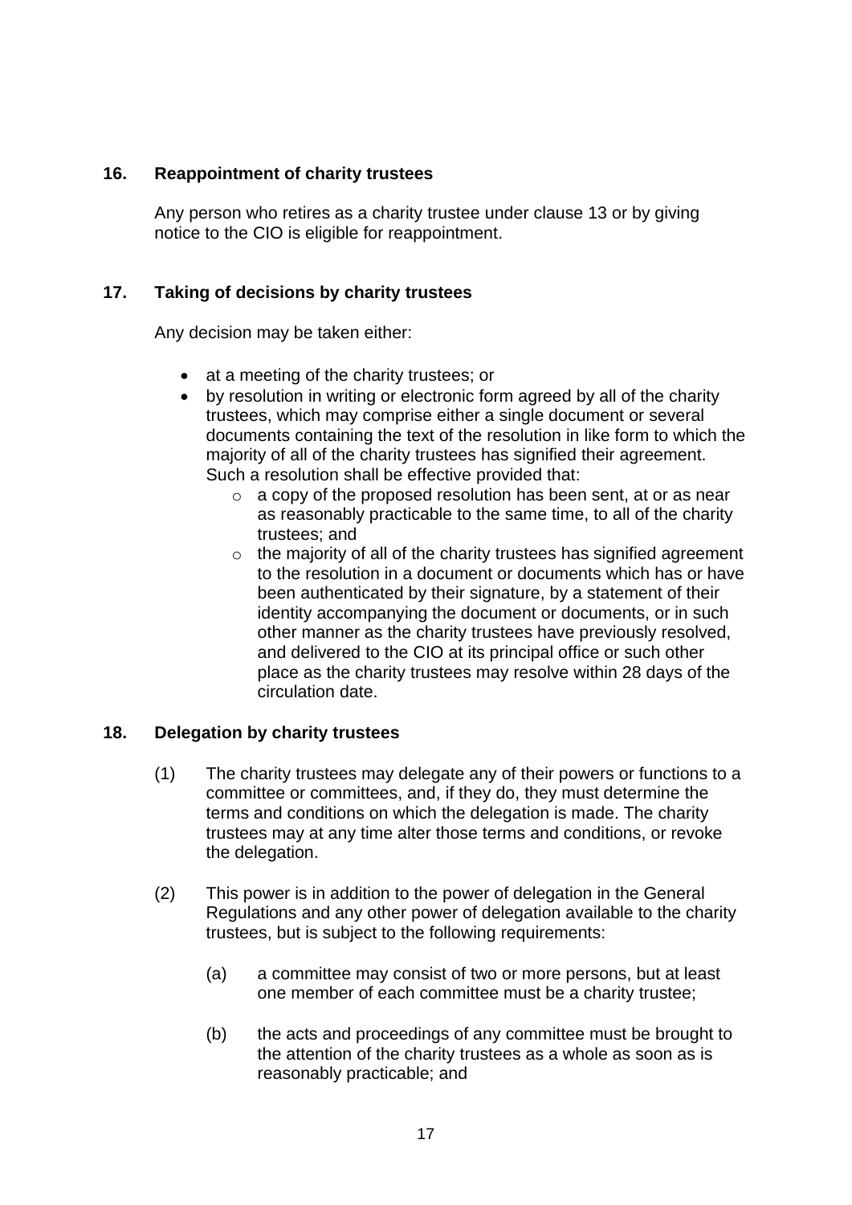### 16. Reappointment of charity trustees

Any person who retires as a charity trustee under clause 13 or by giving notice to the CIO is eligible for reappointment.

### 17. Taking of decisions by charity trustees

Any decision may be taken either:

- at a meeting of the charity trustees; or
- by resolution in writing or electronic form agreed by all of the charity trustees, which may comprise either a single document or several documents containing the text of the resolution in like form to which the majority of all of the charity trustees has signified their agreement. Such a resolution shall be effective provided that:
  - a copy of the proposed resolution has been sent, at or as near as reasonably practicable to the same time, to all of the charity trustees; and
  - the majority of all of the charity trustees has signified agreement to the resolution in a document or documents which has or have been authenticated by their signature, by a statement of their identity accompanying the document or documents, or in such other manner as the charity trustees have previously resolved, and delivered to the CIO at its principal office or such other place as the charity trustees may resolve within 28 days of the circulation date.

### 18. Delegation by charity trustees

(1) The charity trustees may delegate any of their powers or functions to a committee or committees, and, if they do, they must determine the terms and conditions on which the delegation is made. The charity trustees may at any time alter those terms and conditions, or revoke the delegation.

(2) This power is in addition to the power of delegation in the General Regulations and any other power of delegation available to the charity trustees, but is subject to the following requirements:

(a) a committee may consist of two or more persons, but at least one member of each committee must be a charity trustee;

(b) the acts and proceedings of any committee must be brought to the attention of the charity trustees as a whole as soon as is reasonably practicable; and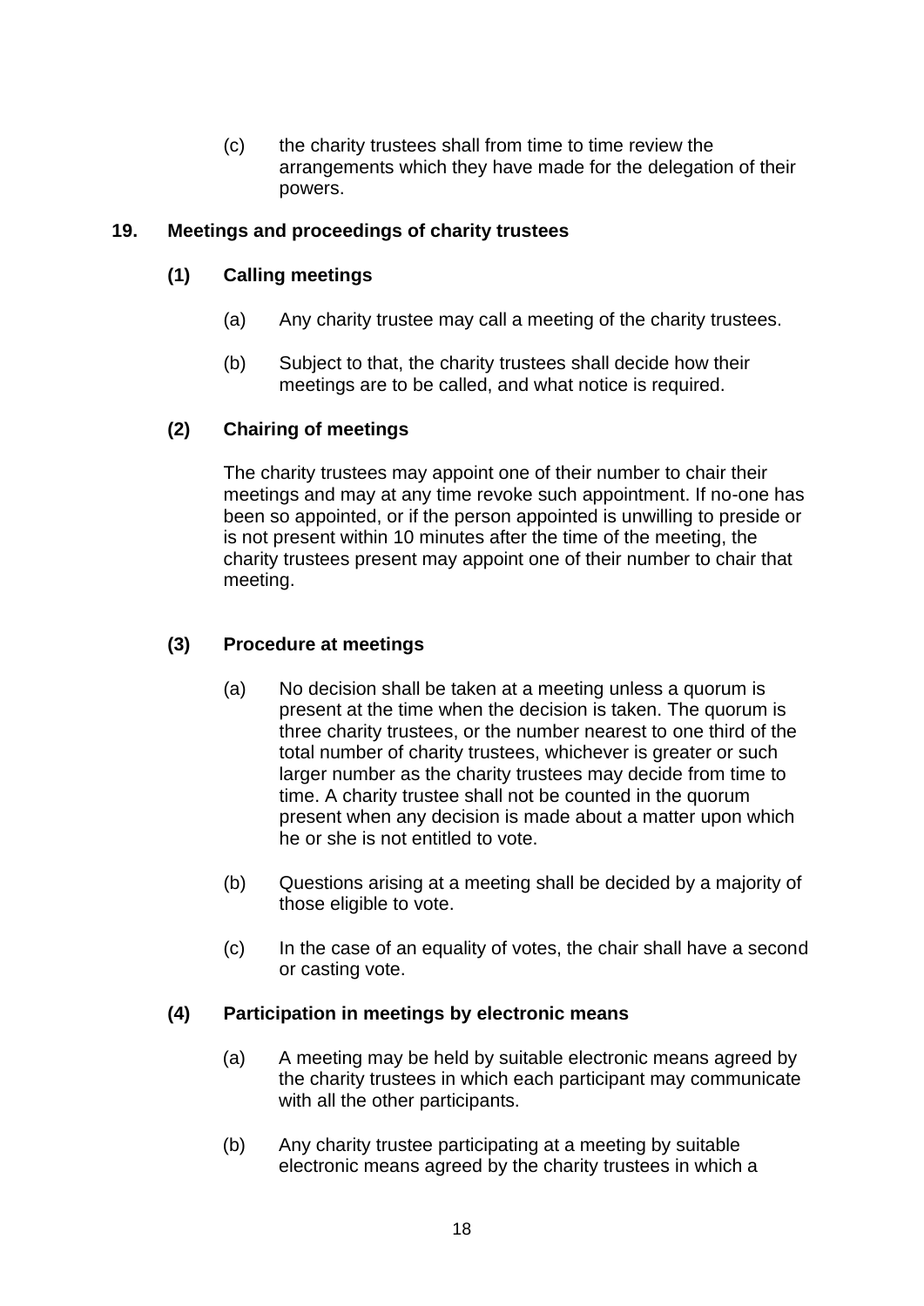(c) the charity trustees shall from time to time review the arrangements which they have made for the delegation of their powers.

## 19. Meetings and proceedings of charity trustees

### (1) Calling meetings

(a) Any charity trustee may call a meeting of the charity trustees.

(b) Subject to that, the charity trustees shall decide how their meetings are to be called, and what notice is required.

### (2) Chairing of meetings

The charity trustees may appoint one of their number to chair their meetings and may at any time revoke such appointment. If no-one has been so appointed, or if the person appointed is unwilling to preside or is not present within 10 minutes after the time of the meeting, the charity trustees present may appoint one of their number to chair that meeting.

### (3) Procedure at meetings

(a) No decision shall be taken at a meeting unless a quorum is present at the time when the decision is taken. The quorum is three charity trustees, or the number nearest to one third of the total number of charity trustees, whichever is greater or such larger number as the charity trustees may decide from time to time. A charity trustee shall not be counted in the quorum present when any decision is made about a matter upon which he or she is not entitled to vote.

(b) Questions arising at a meeting shall be decided by a majority of those eligible to vote.

(c) In the case of an equality of votes, the chair shall have a second or casting vote.

### (4) Participation in meetings by electronic means

(a) A meeting may be held by suitable electronic means agreed by the charity trustees in which each participant may communicate with all the other participants.

(b) Any charity trustee participating at a meeting by suitable electronic means agreed by the charity trustees in which a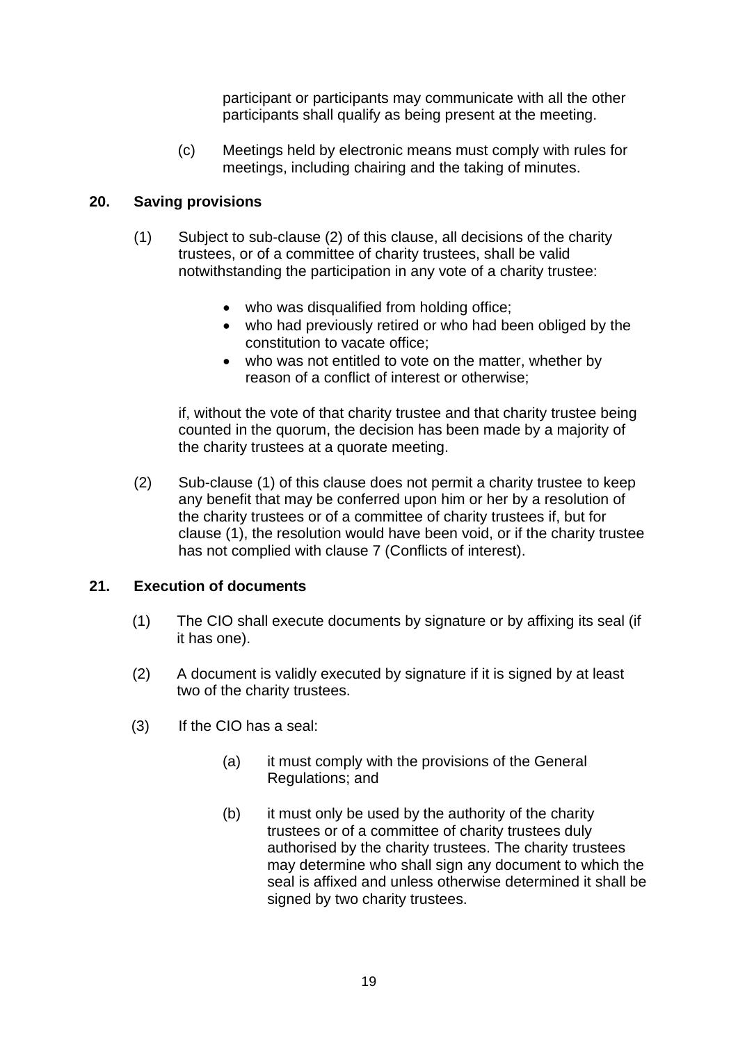participant or participants may communicate with all the other participants shall qualify as being present at the meeting.

(c) Meetings held by electronic means must comply with rules for meetings, including chairing and the taking of minutes.

## 20. Saving provisions

(1) Subject to sub-clause (2) of this clause, all decisions of the charity trustees, or of a committee of charity trustees, shall be valid notwithstanding the participation in any vote of a charity trustee:

- who was disqualified from holding office;
- who had previously retired or who had been obliged by the constitution to vacate office;
- who was not entitled to vote on the matter, whether by reason of a conflict of interest or otherwise;

if, without the vote of that charity trustee and that charity trustee being counted in the quorum, the decision has been made by a majority of the charity trustees at a quorate meeting.

(2) Sub-clause (1) of this clause does not permit a charity trustee to keep any benefit that may be conferred upon him or her by a resolution of the charity trustees or of a committee of charity trustees if, but for clause (1), the resolution would have been void, or if the charity trustee has not complied with clause 7 (Conflicts of interest).

## 21. Execution of documents

(1) The CIO shall execute documents by signature or by affixing its seal (if it has one).

(2) A document is validly executed by signature if it is signed by at least two of the charity trustees.

(3) If the CIO has a seal:

(a) it must comply with the provisions of the General Regulations; and

(b) it must only be used by the authority of the charity trustees or of a committee of charity trustees duly authorised by the charity trustees. The charity trustees may determine who shall sign any document to which the seal is affixed and unless otherwise determined it shall be signed by two charity trustees.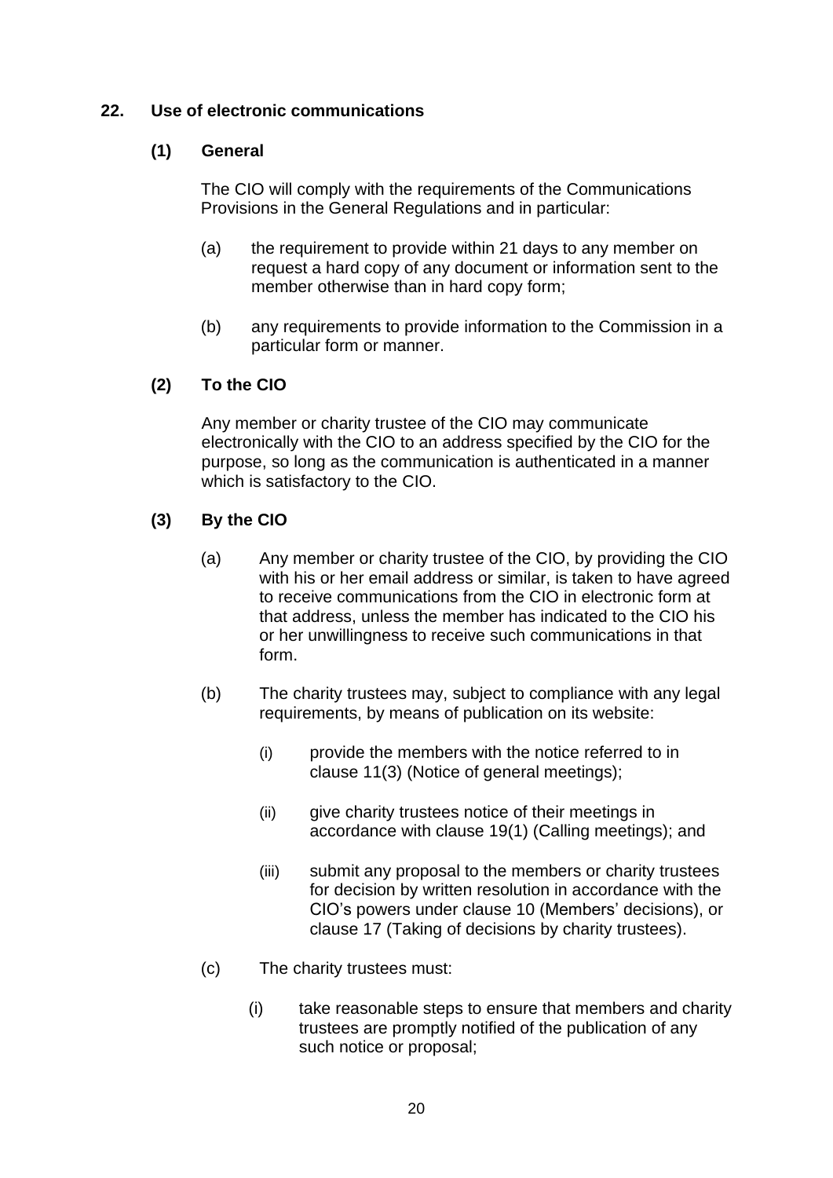## 22. Use of electronic communications

### (1) General

The CIO will comply with the requirements of the Communications Provisions in the General Regulations and in particular:

(a) the requirement to provide within 21 days to any member on request a hard copy of any document or information sent to the member otherwise than in hard copy form;

(b) any requirements to provide information to the Commission in a particular form or manner.

### (2) To the CIO

Any member or charity trustee of the CIO may communicate electronically with the CIO to an address specified by the CIO for the purpose, so long as the communication is authenticated in a manner which is satisfactory to the CIO.

### (3) By the CIO

(a) Any member or charity trustee of the CIO, by providing the CIO with his or her email address or similar, is taken to have agreed to receive communications from the CIO in electronic form at that address, unless the member has indicated to the CIO his or her unwillingness to receive such communications in that form.

(b) The charity trustees may, subject to compliance with any legal requirements, by means of publication on its website:

  (i) provide the members with the notice referred to in clause 11(3) (Notice of general meetings);

  (ii) give charity trustees notice of their meetings in accordance with clause 19(1) (Calling meetings); and

  (iii) submit any proposal to the members or charity trustees for decision by written resolution in accordance with the CIO's powers under clause 10 (Members' decisions), or clause 17 (Taking of decisions by charity trustees).

(c) The charity trustees must:

  (i) take reasonable steps to ensure that members and charity trustees are promptly notified of the publication of any such notice or proposal;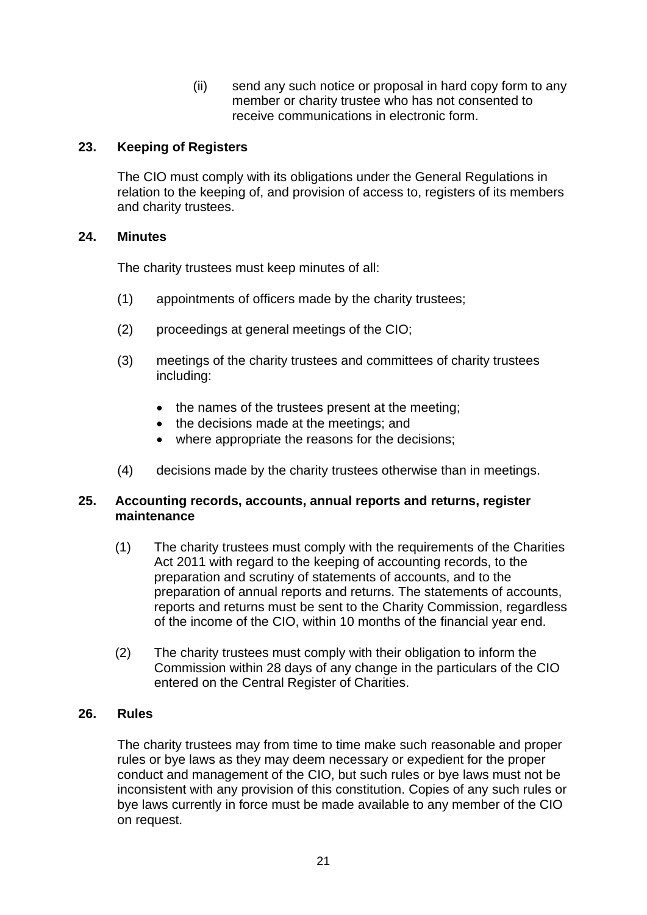(ii) send any such notice or proposal in hard copy form to any member or charity trustee who has not consented to receive communications in electronic form.

## 23. Keeping of Registers

The CIO must comply with its obligations under the General Regulations in relation to the keeping of, and provision of access to, registers of its members and charity trustees.

## 24. Minutes

The charity trustees must keep minutes of all:

(1) appointments of officers made by the charity trustees;

(2) proceedings at general meetings of the CIO;

(3) meetings of the charity trustees and committees of charity trustees including:

- the names of the trustees present at the meeting;
- the decisions made at the meetings; and
- where appropriate the reasons for the decisions;

(4) decisions made by the charity trustees otherwise than in meetings.

## 25. Accounting records, accounts, annual reports and returns, register maintenance

(1) The charity trustees must comply with the requirements of the Charities Act 2011 with regard to the keeping of accounting records, to the preparation and scrutiny of statements of accounts, and to the preparation of annual reports and returns. The statements of accounts, reports and returns must be sent to the Charity Commission, regardless of the income of the CIO, within 10 months of the financial year end.

(2) The charity trustees must comply with their obligation to inform the Commission within 28 days of any change in the particulars of the CIO entered on the Central Register of Charities.

## 26. Rules

The charity trustees may from time to time make such reasonable and proper rules or bye laws as they may deem necessary or expedient for the proper conduct and management of the CIO, but such rules or bye laws must not be inconsistent with any provision of this constitution. Copies of any such rules or bye laws currently in force must be made available to any member of the CIO on request.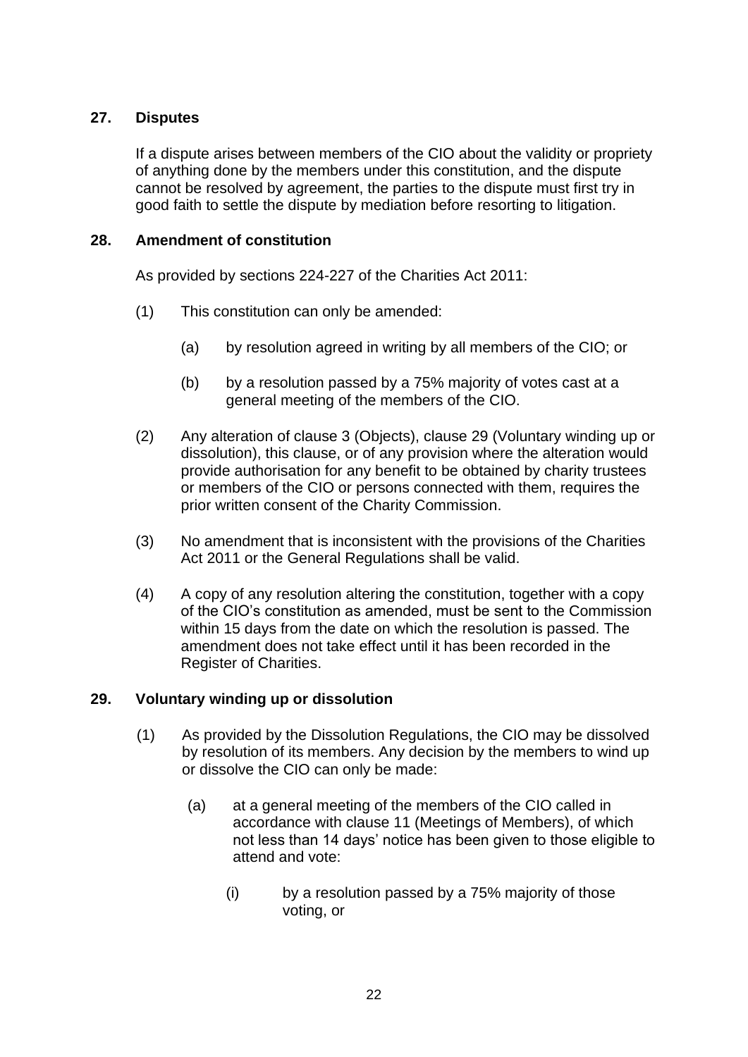## 27. Disputes

If a dispute arises between members of the CIO about the validity or propriety of anything done by the members under this constitution, and the dispute cannot be resolved by agreement, the parties to the dispute must first try in good faith to settle the dispute by mediation before resorting to litigation.

## 28. Amendment of constitution

As provided by sections 224-227 of the Charities Act 2011:

(1) This constitution can only be amended:

  (a) by resolution agreed in writing by all members of the CIO; or

  (b) by a resolution passed by a 75% majority of votes cast at a general meeting of the members of the CIO.

(2) Any alteration of clause 3 (Objects), clause 29 (Voluntary winding up or dissolution), this clause, or of any provision where the alteration would provide authorisation for any benefit to be obtained by charity trustees or members of the CIO or persons connected with them, requires the prior written consent of the Charity Commission.

(3) No amendment that is inconsistent with the provisions of the Charities Act 2011 or the General Regulations shall be valid.

(4) A copy of any resolution altering the constitution, together with a copy of the CIO's constitution as amended, must be sent to the Commission within 15 days from the date on which the resolution is passed. The amendment does not take effect until it has been recorded in the Register of Charities.

## 29. Voluntary winding up or dissolution

(1) As provided by the Dissolution Regulations, the CIO may be dissolved by resolution of its members. Any decision by the members to wind up or dissolve the CIO can only be made:

  (a) at a general meeting of the members of the CIO called in accordance with clause 11 (Meetings of Members), of which not less than 14 days' notice has been given to those eligible to attend and vote:

    (i) by a resolution passed by a 75% majority of those voting, or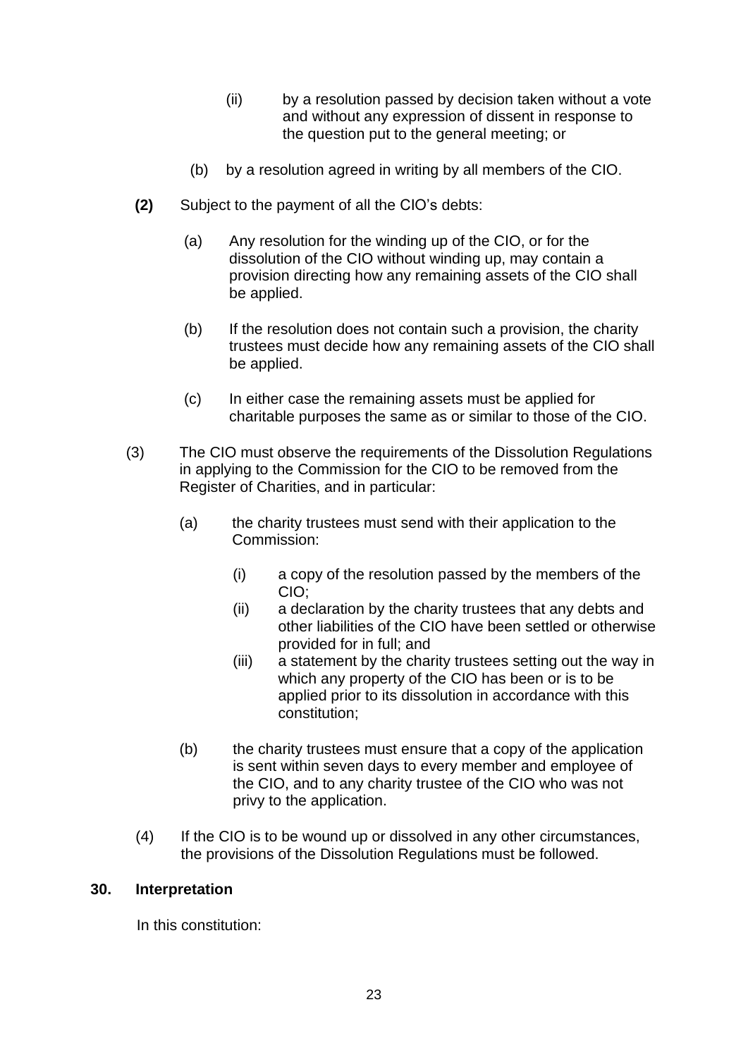(ii) by a resolution passed by decision taken without a vote and without any expression of dissent in response to the question put to the general meeting; or

(b) by a resolution agreed in writing by all members of the CIO.

**(2)** Subject to the payment of all the CIO's debts:

(a) Any resolution for the winding up of the CIO, or for the dissolution of the CIO without winding up, may contain a provision directing how any remaining assets of the CIO shall be applied.

(b) If the resolution does not contain such a provision, the charity trustees must decide how any remaining assets of the CIO shall be applied.

(c) In either case the remaining assets must be applied for charitable purposes the same as or similar to those of the CIO.

(3) The CIO must observe the requirements of the Dissolution Regulations in applying to the Commission for the CIO to be removed from the Register of Charities, and in particular:

(a) the charity trustees must send with their application to the Commission:

(i) a copy of the resolution passed by the members of the CIO;
(ii) a declaration by the charity trustees that any debts and other liabilities of the CIO have been settled or otherwise provided for in full; and
(iii) a statement by the charity trustees setting out the way in which any property of the CIO has been or is to be applied prior to its dissolution in accordance with this constitution;

(b) the charity trustees must ensure that a copy of the application is sent within seven days to every member and employee of the CIO, and to any charity trustee of the CIO who was not privy to the application.

(4) If the CIO is to be wound up or dissolved in any other circumstances, the provisions of the Dissolution Regulations must be followed.

**30. Interpretation**

In this constitution: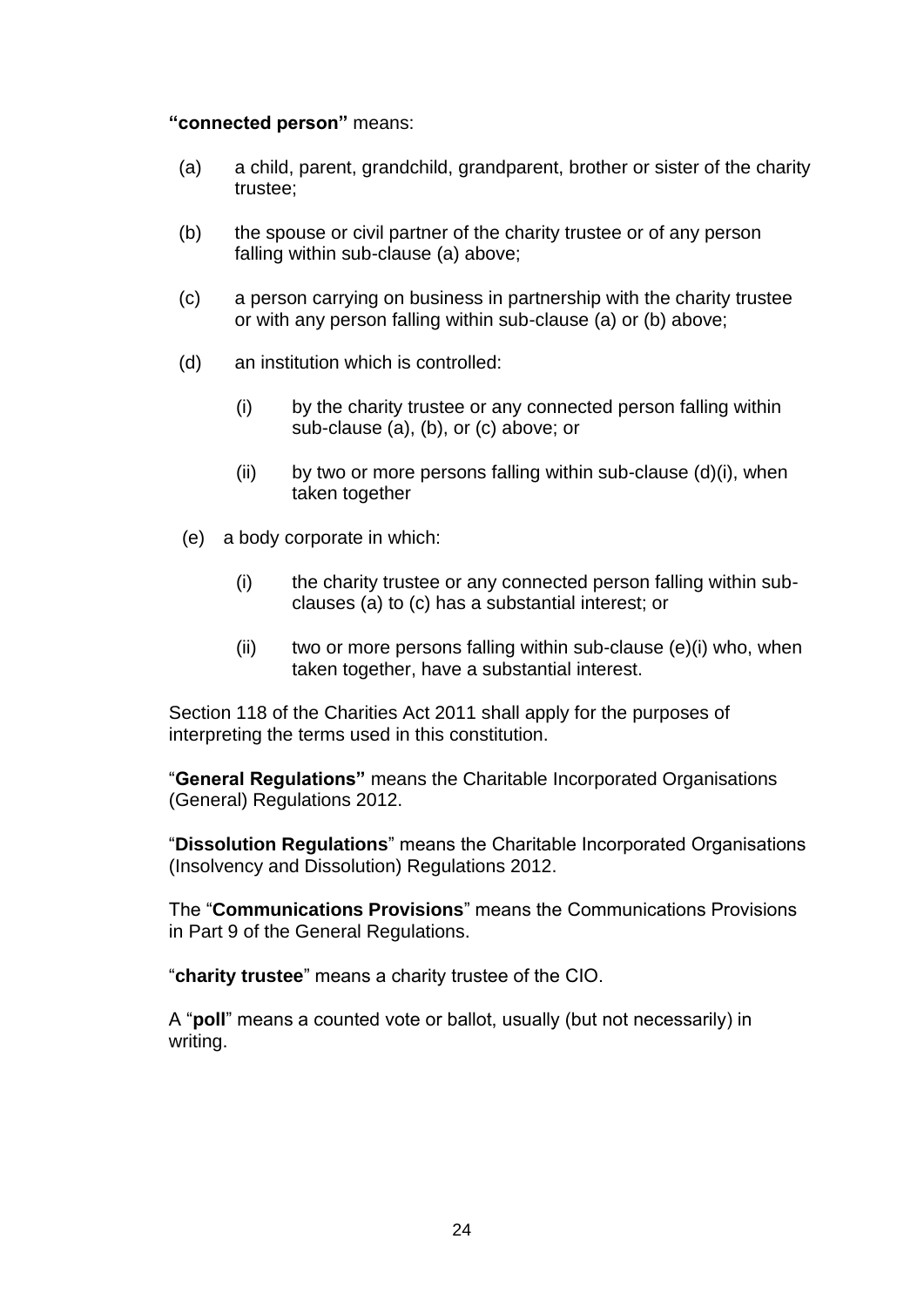**"connected person"** means:

(a) a child, parent, grandchild, grandparent, brother or sister of the charity trustee;

(b) the spouse or civil partner of the charity trustee or of any person falling within sub-clause (a) above;

(c) a person carrying on business in partnership with the charity trustee or with any person falling within sub-clause (a) or (b) above;

(d) an institution which is controlled:

  (i) by the charity trustee or any connected person falling within sub-clause (a), (b), or (c) above; or

  (ii) by two or more persons falling within sub-clause (d)(i), when taken together

(e) a body corporate in which:

  (i) the charity trustee or any connected person falling within sub-clauses (a) to (c) has a substantial interest; or

  (ii) two or more persons falling within sub-clause (e)(i) who, when taken together, have a substantial interest.

Section 118 of the Charities Act 2011 shall apply for the purposes of interpreting the terms used in this constitution.

"**General Regulations"** means the Charitable Incorporated Organisations (General) Regulations 2012.

"**Dissolution Regulations**" means the Charitable Incorporated Organisations (Insolvency and Dissolution) Regulations 2012.

The "**Communications Provisions**" means the Communications Provisions in Part 9 of the General Regulations.

"**charity trustee**" means a charity trustee of the CIO.

A "**poll**" means a counted vote or ballot, usually (but not necessarily) in writing.